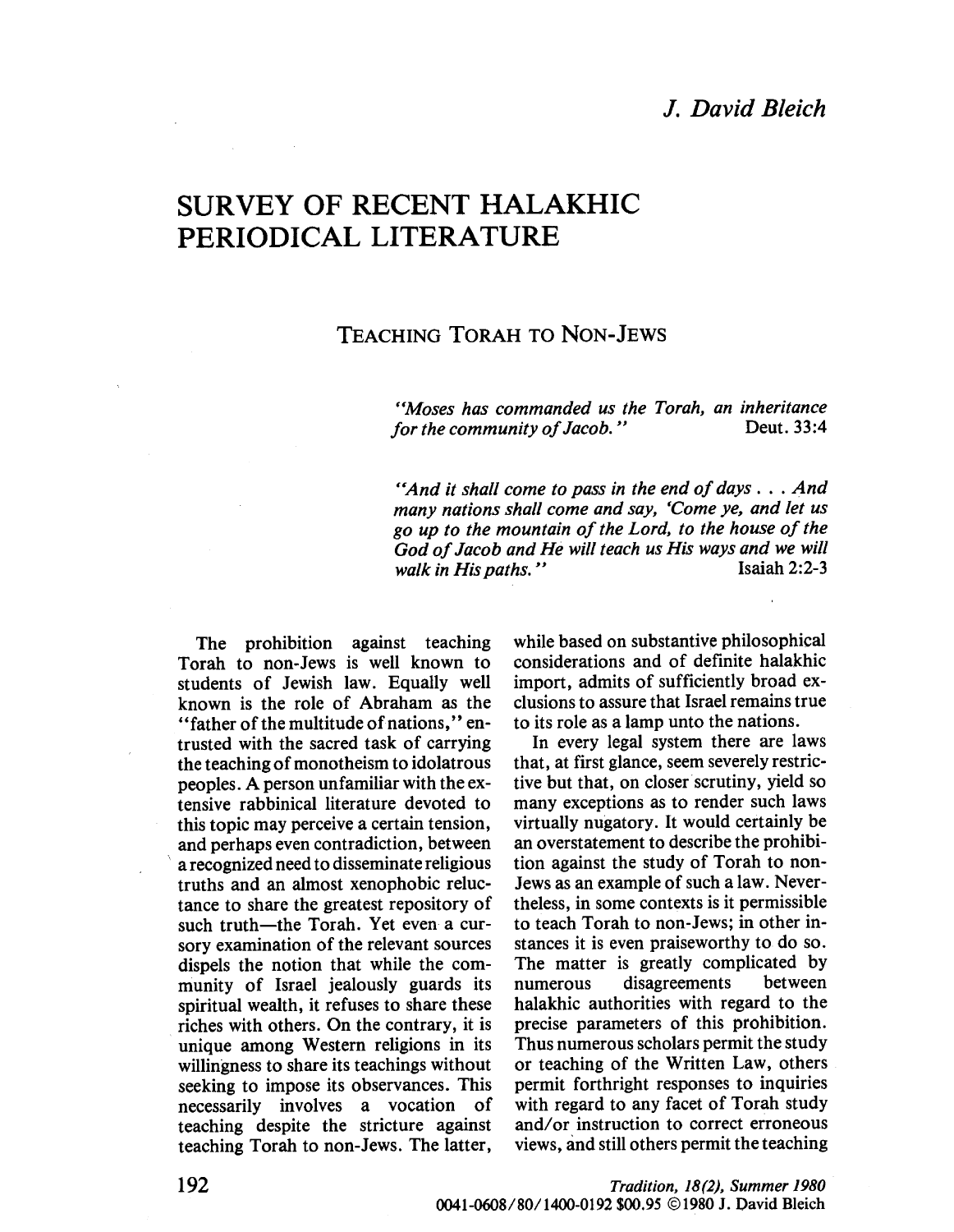*J. David Bleich*

# SURVEY OF RECENT HALAKHIC PERIODICAL LITERATURE

## TEACHING TORAH TO NON-JEWS

> *"Moses has commanded us the Torah, an inheritance for the community of Jacob."* Deut. 33:4

> *"And it shall come to pass in the end of days . . . And many nations shall come and say, 'Come ye, and let us go up to the mountain of the Lord, to the house of the God of Jacob and He will teach us His ways and we will walk in His paths."* Isaiah 2:2-3

The prohibition against teaching Torah to non-Jews is well known to students of Jewish law. Equally well known is the role of Abraham as the "father of the multitude of nations," entrusted with the sacred task of carrying the teaching of monotheism to idolatrous peoples. A person unfamiliar with the extensive rabbinical literature devoted to this topic may perceive a certain tension, and perhaps even contradiction, between a recognized need to disseminate religious truths and an almost xenophobic reluctance to share the greatest repository of such truth—the Torah. Yet even a cursory examination of the relevant sources dispels the notion that while the community of Israel jealously guards its spiritual wealth, it refuses to share these riches with others. On the contrary, it is unique among Western religions in its willingness to share its teachings without seeking to impose its observances. This necessarily involves a vocation of teaching despite the stricture against teaching Torah to non-Jews. The latter, while based on substantive philosophical considerations and of definite halakhic import, admits of sufficiently broad exclusions to assure that Israel remains true to its role as a lamp unto the nations.

In every legal system there are laws that, at first glance, seem severely restrictive but that, on closer scrutiny, yield so many exceptions as to render such laws virtually nugatory. It would certainly be an overstatement to describe the prohibition against the study of Torah to non-Jews as an example of such a law. Nevertheless, in some contexts is it permissible to teach Torah to non-Jews; in other instances it is even praiseworthy to do so. The matter is greatly complicated by numerous disagreements between halakhic authorities with regard to the precise parameters of this prohibition. Thus numerous scholars permit the study or teaching of the Written Law, others permit forthright responses to inquiries with regard to any facet of Torah study and/or instruction to correct erroneous views, and still others permit the teaching

Tradition, 18(2), Summer 1980
0041-0608/80/1400-0192 $00.95 ©1980 J. David Bleich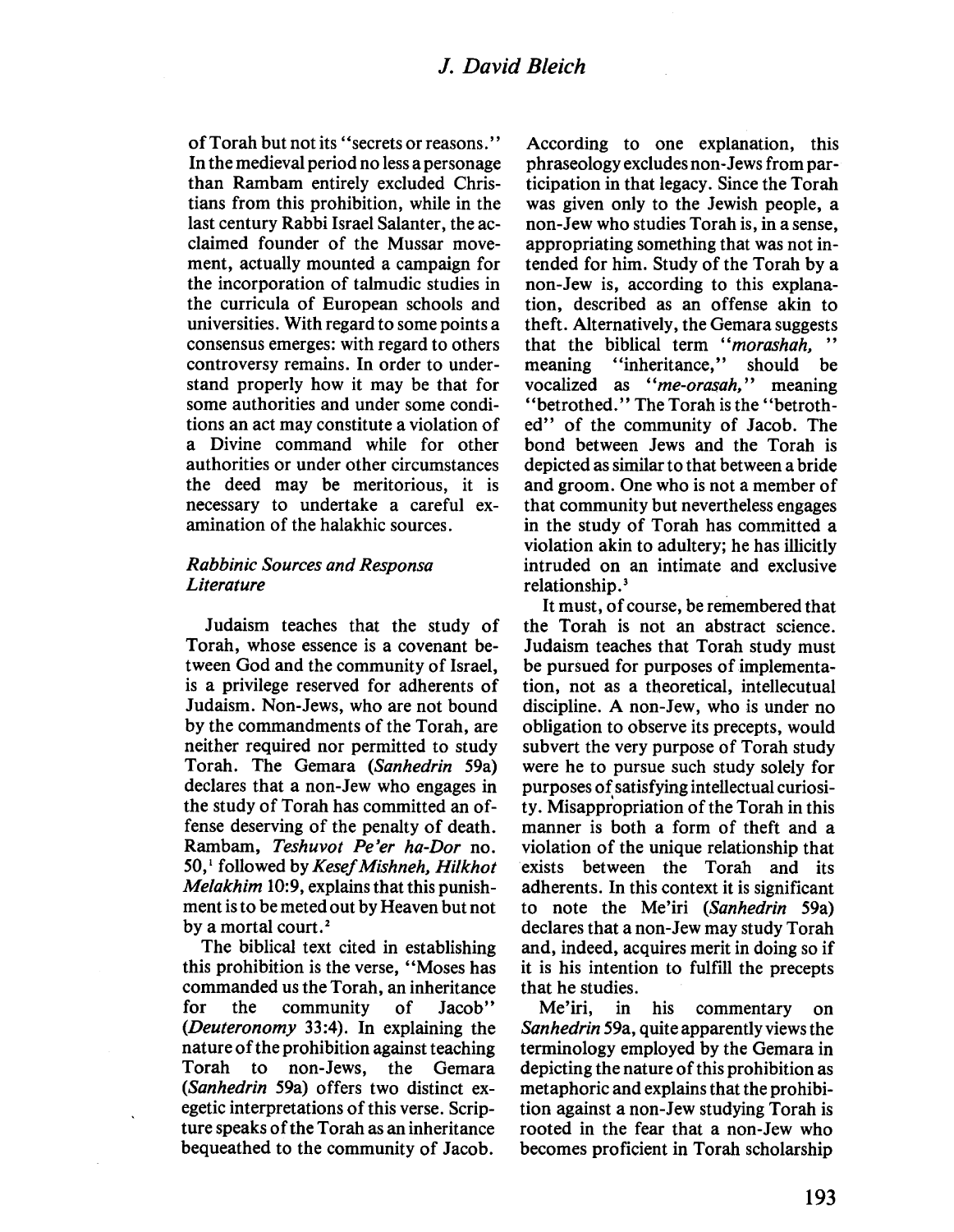of Torah but not its "secrets or reasons." In the medieval period no less a personage than Rambam entirely excluded Christians from this prohibition, while in the last century Rabbi Israel Salanter, the acclaimed founder of the Mussar movement, actually mounted a campaign for the incorporation of talmudic studies in the curricula of European schools and universities. With regard to some points a consensus emerges: with regard to others controversy remains. In order to understand properly how it may be that for some authorities and under some conditions an act may constitute a violation of a Divine command while for other authorities or under other circumstances the deed may be meritorious, it is necessary to undertake a careful examination of the halakhic sources.

### *Rabbinic Sources and Responsa Literature*

Judaism teaches that the study of Torah, whose essence is a covenant between God and the community of Israel, is a privilege reserved for adherents of Judaism. Non-Jews, who are not bound by the commandments of the Torah, are neither required nor permitted to study Torah. The Gemara (*Sanhedrin* 59a) declares that a non-Jew who engages in the study of Torah has committed an offense deserving of the penalty of death. Rambam, *Teshuvot Pe'er ha-Dor* no. 50,[1] followed by *Kesef Mishneh, Hilkhot Melakhim* 10:9, explains that this punishment is to be meted out by Heaven but not by a mortal court.[2]

The biblical text cited in establishing this prohibition is the verse, "Moses has commanded us the Torah, an inheritance for the community of Jacob" (*Deuteronomy* 33:4). In explaining the nature of the prohibition against teaching Torah to non-Jews, the Gemara (*Sanhedrin* 59a) offers two distinct exegetic interpretations of this verse. Scripture speaks of the Torah as an inheritance bequeathed to the community of Jacob. According to one explanation, this phraseology excludes non-Jews from participation in that legacy. Since the Torah was given only to the Jewish people, a non-Jew who studies Torah is, in a sense, appropriating something that was not intended for him. Study of the Torah by a non-Jew is, according to this explanation, described as an offense akin to theft. Alternatively, the Gemara suggests that the biblical term "*morashah,*" meaning "inheritance," should be vocalized as "*me-orasah,*" meaning "betrothed." The Torah is the "betrothed" of the community of Jacob. The bond between Jews and the Torah is depicted as similar to that between a bride and groom. One who is not a member of that community but nevertheless engages in the study of Torah has committed a violation akin to adultery; he has illicitly intruded on an intimate and exclusive relationship.[3]

It must, of course, be remembered that the Torah is not an abstract science. Judaism teaches that Torah study must be pursued for purposes of implementation, not as a theoretical, intellecutual discipline. A non-Jew, who is under no obligation to observe its precepts, would subvert the very purpose of Torah study were he to pursue such study solely for purposes of satisfying intellectual curiosity. Misappropriation of the Torah in this manner is both a form of theft and a violation of the unique relationship that exists between the Torah and its adherents. In this context it is significant to note the Me'iri (*Sanhedrin* 59a) declares that a non-Jew may study Torah and, indeed, acquires merit in doing so if it is his intention to fulfill the precepts that he studies.

Me'iri, in his commentary on *Sanhedrin* 59a, quite apparently views the terminology employed by the Gemara in depicting the nature of this prohibition as metaphoric and explains that the prohibition against a non-Jew studying Torah is rooted in the fear that a non-Jew who becomes proficient in Torah scholarship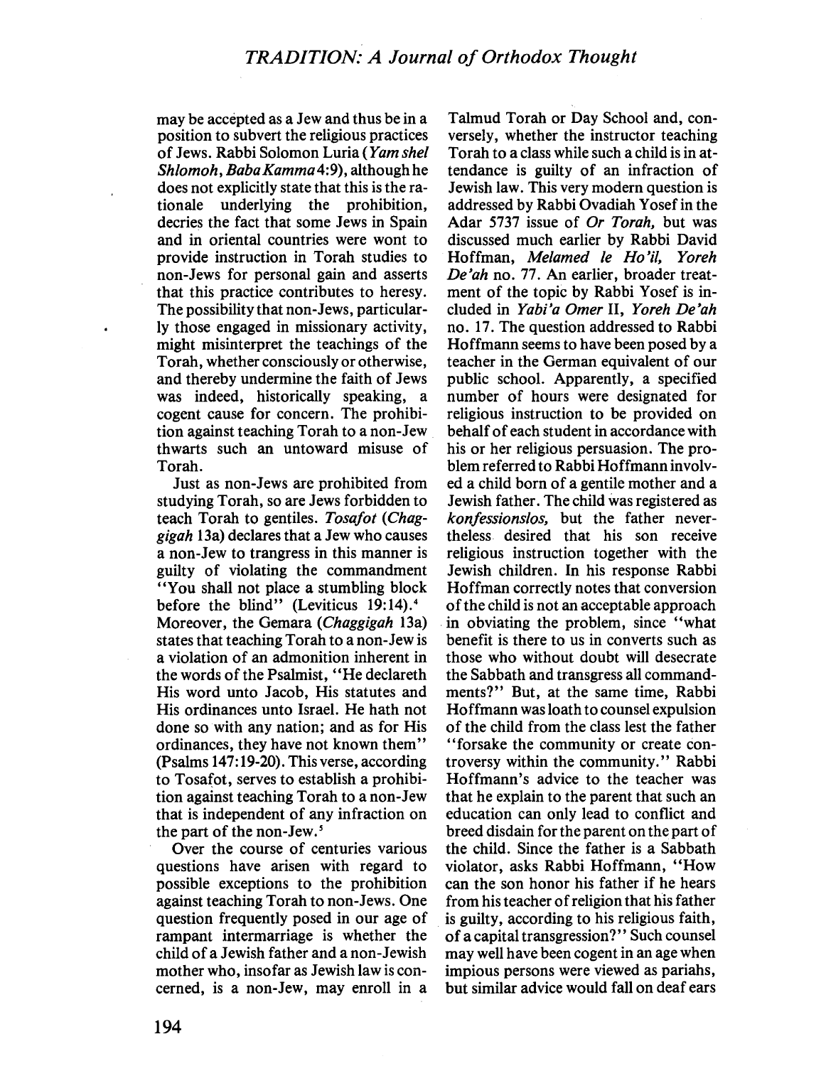may be accepted as a Jew and thus be in a position to subvert the religious practices of Jews. Rabbi Solomon Luria (*Yam shel Shlomoh*, *Baba Kamma* 4:9), although he does not explicitly state that this is the rationale underlying the prohibition, decries the fact that some Jews in Spain and in oriental countries were wont to provide instruction in Torah studies to non-Jews for personal gain and asserts that this practice contributes to heresy. The possibility that non-Jews, particularly those engaged in missionary activity, might misinterpret the teachings of the Torah, whether consciously or otherwise, and thereby undermine the faith of Jews was indeed, historically speaking, a cogent cause for concern. The prohibition against teaching Torah to a non-Jew thwarts such an untoward misuse of Torah.

Just as non-Jews are prohibited from studying Torah, so are Jews forbidden to teach Torah to gentiles. *Tosafot* (*Chaggigah* 13a) declares that a Jew who causes a non-Jew to trangress in this manner is guilty of violating the commandment "You shall not place a stumbling block before the blind" (Leviticus 19:14).[4] Moreover, the Gemara (*Chaggigah* 13a) states that teaching Torah to a non-Jew is a violation of an admonition inherent in the words of the Psalmist, "He declareth His word unto Jacob, His statutes and His ordinances unto Israel. He hath not done so with any nation; and as for His ordinances, they have not known them" (Psalms 147:19-20). This verse, according to Tosafot, serves to establish a prohibition against teaching Torah to a non-Jew that is independent of any infraction on the part of the non-Jew.[5]

Over the course of centuries various questions have arisen with regard to possible exceptions to the prohibition against teaching Torah to non-Jews. One question frequently posed in our age of rampant intermarriage is whether the child of a Jewish father and a non-Jewish mother who, insofar as Jewish law is concerned, is a non-Jew, may enroll in a Talmud Torah or Day School and, conversely, whether the instructor teaching Torah to a class while such a child is in attendance is guilty of an infraction of Jewish law. This very modern question is addressed by Rabbi Ovadiah Yosef in the Adar 5737 issue of *Or Torah,* but was discussed much earlier by Rabbi David Hoffman, *Melamed le Ho'il, Yoreh De'ah* no. 77. An earlier, broader treatment of the topic by Rabbi Yosef is included in *Yabi'a Omer* II, *Yoreh De'ah* no. 17. The question addressed to Rabbi Hoffmann seems to have been posed by a teacher in the German equivalent of our public school. Apparently, a specified number of hours were designated for religious instruction to be provided on behalf of each student in accordance with his or her religious persuasion. The problem referred to Rabbi Hoffmann involved a child born of a gentile mother and a Jewish father. The child was registered as *konfessionslos,* but the father nevertheless desired that his son receive religious instruction together with the Jewish children. In his response Rabbi Hoffman correctly notes that conversion of the child is not an acceptable approach in obviating the problem, since "what benefit is there to us in converts such as those who without doubt will desecrate the Sabbath and transgress all commandments?" But, at the same time, Rabbi Hoffmann was loath to counsel expulsion of the child from the class lest the father "forsake the community or create controversy within the community." Rabbi Hoffmann's advice to the teacher was that he explain to the parent that such an education can only lead to conflict and breed disdain for the parent on the part of the child. Since the father is a Sabbath violator, asks Rabbi Hoffmann, "How can the son honor his father if he hears from his teacher of religion that his father is guilty, according to his religious faith, of a capital transgression?" Such counsel may well have been cogent in an age when impious persons were viewed as pariahs, but similar advice would fall on deaf ears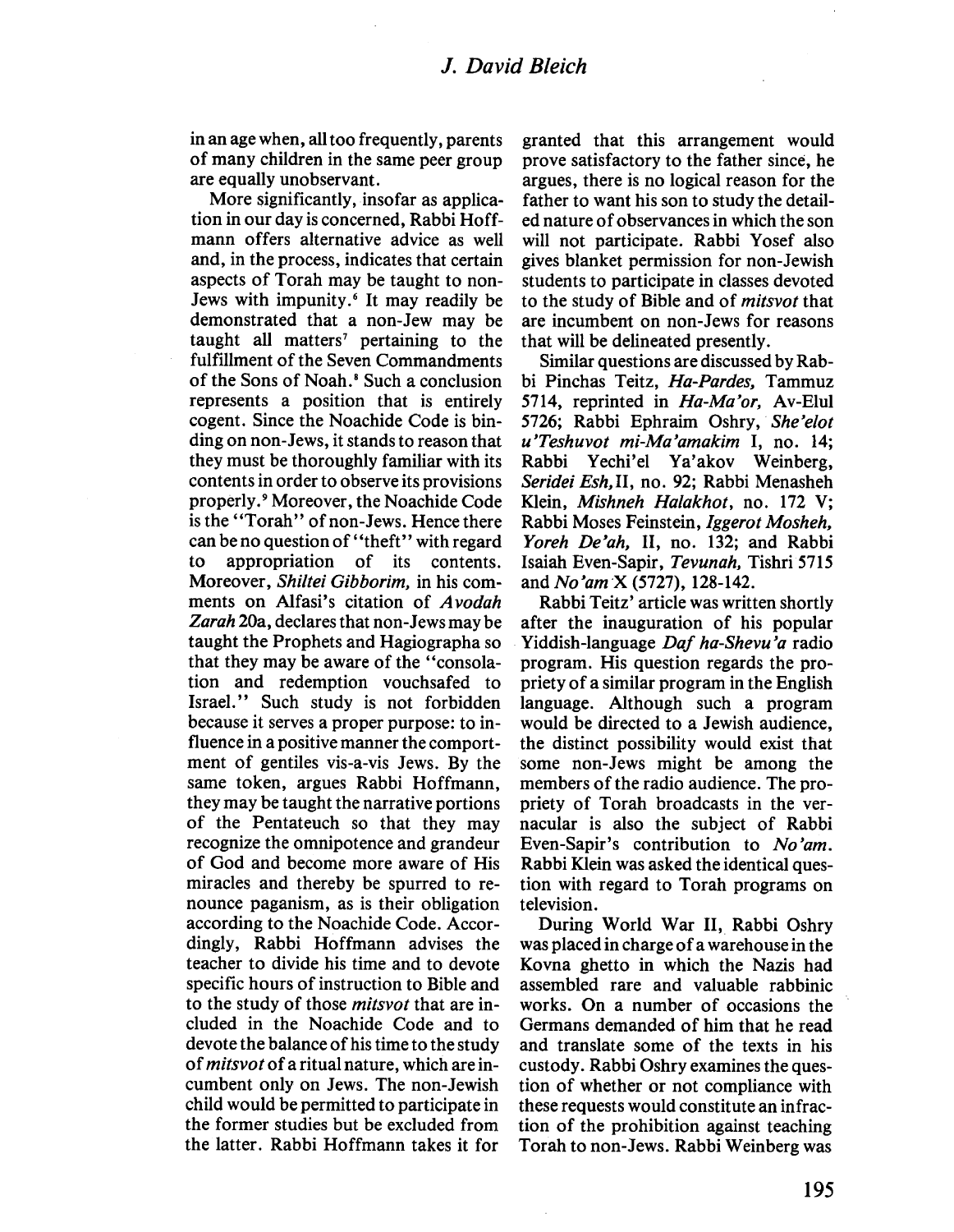in an age when, all too frequently, parents of many children in the same peer group are equally unobservant.

More significantly, insofar as application in our day is concerned, Rabbi Hoffmann offers alternative advice as well and, in the process, indicates that certain aspects of Torah may be taught to non-Jews with impunity.[6] It may readily be demonstrated that a non-Jew may be taught all matters[7] pertaining to the fulfillment of the Seven Commandments of the Sons of Noah.[8] Such a conclusion represents a position that is entirely cogent. Since the Noachide Code is binding on non-Jews, it stands to reason that they must be thoroughly familiar with its contents in order to observe its provisions properly.[9] Moreover, the Noachide Code is the "Torah" of non-Jews. Hence there can be no question of "theft" with regard to appropriation of its contents. Moreover, *Shiltei Gibborim*, in his comments on Alfasi's citation of *Avodah Zarah* 20a, declares that non-Jews may be taught the Prophets and Hagiographa so that they may be aware of the "consolation and redemption vouchsafed to Israel." Such study is not forbidden because it serves a proper purpose: to influence in a positive manner the comportment of gentiles vis-a-vis Jews. By the same token, argues Rabbi Hoffmann, they may be taught the narrative portions of the Pentateuch so that they may recognize the omnipotence and grandeur of God and become more aware of His miracles and thereby be spurred to renounce paganism, as is their obligation according to the Noachide Code. Accordingly, Rabbi Hoffmann advises the teacher to divide his time and to devote specific hours of instruction to Bible and to the study of those *mitsvot* that are included in the Noachide Code and to devote the balance of his time to the study of *mitsvot* of a ritual nature, which are incumbent only on Jews. The non-Jewish child would be permitted to participate in the former studies but be excluded from the latter. Rabbi Hoffmann takes it for granted that this arrangement would prove satisfactory to the father since, he argues, there is no logical reason for the father to want his son to study the detailed nature of observances in which the son will not participate. Rabbi Yosef also gives blanket permission for non-Jewish students to participate in classes devoted to the study of Bible and of *mitsvot* that are incumbent on non-Jews for reasons that will be delineated presently.

Similar questions are discussed by Rabbi Pinchas Teitz, *Ha-Pardes*, Tammuz 5714, reprinted in *Ha-Ma'or*, Av-Elul 5726; Rabbi Ephraim Oshry, *She'elot u'Teshuvot mi-Ma'amakim* I, no. 14; Rabbi Yechi'el Ya'akov Weinberg, *Seridei Esh*, II, no. 92; Rabbi Menasheh Klein, *Mishneh Halakhot*, no. 172 V; Rabbi Moses Feinstein, *Iggerot Mosheh, Yoreh De'ah*, II, no. 132; and Rabbi Isaiah Even-Sapir, *Tevunah*, Tishri 5715 and *No'am* X (5727), 128-142.

Rabbi Teitz' article was written shortly after the inauguration of his popular Yiddish-language *Daf ha-Shevu'a* radio program. His question regards the propriety of a similar program in the English language. Although such a program would be directed to a Jewish audience, the distinct possibility would exist that some non-Jews might be among the members of the radio audience. The propriety of Torah broadcasts in the vernacular is also the subject of Rabbi Even-Sapir's contribution to *No'am*. Rabbi Klein was asked the identical question with regard to Torah programs on television.

During World War II, Rabbi Oshry was placed in charge of a warehouse in the Kovna ghetto in which the Nazis had assembled rare and valuable rabbinic works. On a number of occasions the Germans demanded of him that he read and translate some of the texts in his custody. Rabbi Oshry examines the question of whether or not compliance with these requests would constitute an infraction of the prohibition against teaching Torah to non-Jews. Rabbi Weinberg was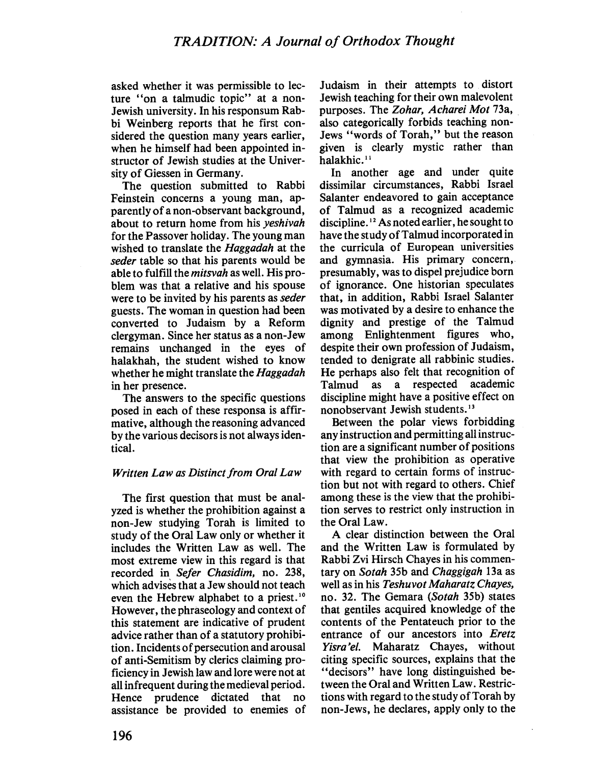asked whether it was permissible to lecture "on a talmudic topic" at a non-Jewish university. In his responsum Rabbi Weinberg reports that he first considered the question many years earlier, when he himself had been appointed instructor of Jewish studies at the University of Giessen in Germany.

The question submitted to Rabbi Feinstein concerns a young man, apparently of a non-observant background, about to return home from his *yeshivah* for the Passover holiday. The young man wished to translate the *Haggadah* at the *seder* table so that his parents would be able to fulfill the *mitsvah* as well. His problem was that a relative and his spouse were to be invited by his parents as *seder* guests. The woman in question had been converted to Judaism by a Reform clergyman. Since her status as a non-Jew remains unchanged in the eyes of halakhah, the student wished to know whether he might translate the *Haggadah* in her presence.

The answers to the specific questions posed in each of these responsa is affirmative, although the reasoning advanced by the various decisors is not always identical.

### *Written Law as Distinct from Oral Law*

The first question that must be analyzed is whether the prohibition against a non-Jew studying Torah is limited to study of the Oral Law only or whether it includes the Written Law as well. The most extreme view in this regard is that recorded in *Sefer Chasidim,* no. 238, which advises that a Jew should not teach even the Hebrew alphabet to a priest.[10] However, the phraseology and context of this statement are indicative of prudent advice rather than of a statutory prohibition. Incidents of persecution and arousal of anti-Semitism by clerics claiming proficiency in Jewish law and lore were not at all infrequent during the medieval period. Hence prudence dictated that no assistance be provided to enemies of Judaism in their attempts to distort Jewish teaching for their own malevolent purposes. The *Zohar, Acharei Mot* 73a, also categorically forbids teaching non-Jews "words of Torah," but the reason given is clearly mystic rather than halakhic.[11]

In another age and under quite dissimilar circumstances, Rabbi Israel Salanter endeavored to gain acceptance of Talmud as a recognized academic discipline.[12] As noted earlier, he sought to have the study of Talmud incorporated in the curricula of European universities and gymnasia. His primary concern, presumably, was to dispel prejudice born of ignorance. One historian speculates that, in addition, Rabbi Israel Salanter was motivated by a desire to enhance the dignity and prestige of the Talmud among Enlightenment figures who, despite their own profession of Judaism, tended to denigrate all rabbinic studies. He perhaps also felt that recognition of Talmud as a respected academic discipline might have a positive effect on nonobservant Jewish students.[13]

Between the polar views forbidding any instruction and permitting all instruction are a significant number of positions that view the prohibition as operative with regard to certain forms of instruction but not with regard to others. Chief among these is the view that the prohibition serves to restrict only instruction in the Oral Law.

A clear distinction between the Oral and the Written Law is formulated by Rabbi Zvi Hirsch Chayes in his commentary on *Sotah* 35b and *Chaggigah* 13a as well as in his *Teshuvot Maharatz Chayes,* no. 32. The Gemara (*Sotah* 35b) states that gentiles acquired knowledge of the contents of the Pentateuch prior to the entrance of our ancestors into *Eretz Yisra'el.* Maharatz Chayes, without citing specific sources, explains that the "decisors" have long distinguished between the Oral and Written Law. Restrictions with regard to the study of Torah by non-Jews, he declares, apply only to the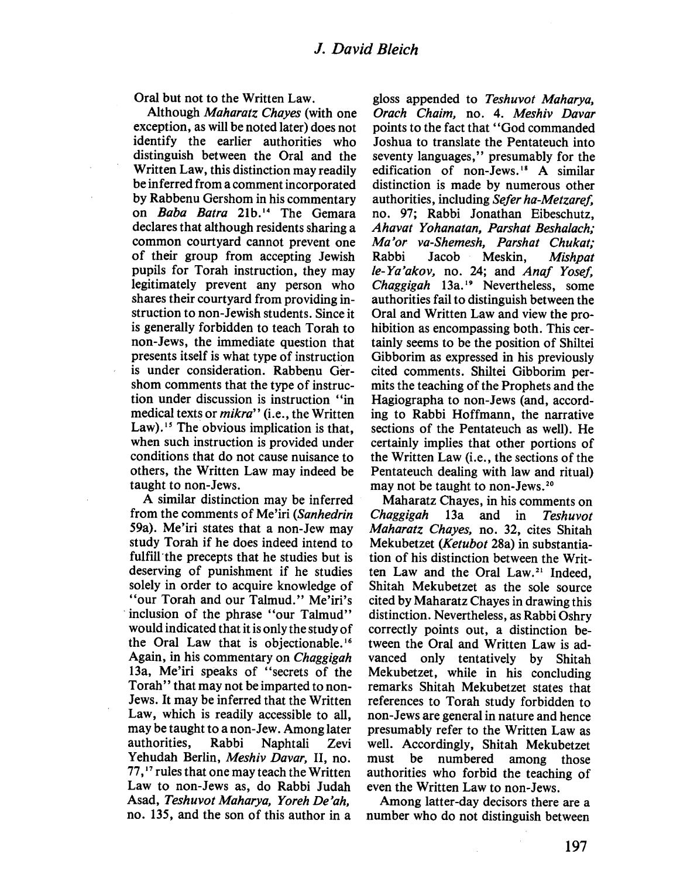Oral but not to the Written Law.

Although *Maharatz Chayes* (with one exception, as will be noted later) does not identify the earlier authorities who distinguish between the Oral and the Written Law, this distinction may readily be inferred from a comment incorporated by Rabbenu Gershom in his commentary on *Baba Batra* 21b.[14] The Gemara declares that although residents sharing a common courtyard cannot prevent one of their group from accepting Jewish pupils for Torah instruction, they may legitimately prevent any person who shares their courtyard from providing instruction to non-Jewish students. Since it is generally forbidden to teach Torah to non-Jews, the immediate question that presents itself is what type of instruction is under consideration. Rabbenu Gershom comments that the type of instruction under discussion is instruction "in medical texts or *mikra*" (i.e., the Written Law).[15] The obvious implication is that, when such instruction is provided under conditions that do not cause nuisance to others, the Written Law may indeed be taught to non-Jews.

A similar distinction may be inferred from the comments of Me'iri (*Sanhedrin* 59a). Me'iri states that a non-Jew may study Torah if he does indeed intend to fulfill the precepts that he studies but is deserving of punishment if he studies solely in order to acquire knowledge of "our Torah and our Talmud." Me'iri's inclusion of the phrase "our Talmud" would indicated that it is only the study of the Oral Law that is objectionable.[16] Again, in his commentary on *Chaggigah* 13a, Me'iri speaks of "secrets of the Torah" that may not be imparted to non-Jews. It may be inferred that the Written Law, which is readily accessible to all, may be taught to a non-Jew. Among later authorities, Rabbi Naphtali Zevi Yehudah Berlin, *Meshiv Davar*, II, no. 77,[17] rules that one may teach the Written Law to non-Jews as, do Rabbi Judah Asad, *Teshuvot Maharya, Yoreh De'ah*, no. 135, and the son of this author in a gloss appended to *Teshuvot Maharya, Orach Chaim*, no. 4. *Meshiv Davar* points to the fact that "God commanded Joshua to translate the Pentateuch into seventy languages," presumably for the edification of non-Jews.[18] A similar distinction is made by numerous other authorities, including *Sefer ha-Metzaref*, no. 97; Rabbi Jonathan Eibeschutz, *Ahavat Yohanatan, Parshat Beshalach; Ma'or va-Shemesh, Parshat Chukat;* Rabbi Jacob Meskin, *Mishpat le-Ya'akov*, no. 24; and *Anaf Yosef, Chaggigah* 13a.[19] Nevertheless, some authorities fail to distinguish between the Oral and Written Law and view the prohibition as encompassing both. This certainly seems to be the position of Shiltei Gibborim as expressed in his previously cited comments. Shiltei Gibborim permits the teaching of the Prophets and the Hagiographa to non-Jews (and, according to Rabbi Hoffmann, the narrative sections of the Pentateuch as well). He certainly implies that other portions of the Written Law (i.e., the sections of the Pentateuch dealing with law and ritual) may not be taught to non-Jews.[20]

Maharatz Chayes, in his comments on *Chaggigah* 13a and in *Teshuvot Maharatz Chayes*, no. 32, cites Shitah Mekubetzet (*Ketubot* 28a) in substantiation of his distinction between the Written Law and the Oral Law.[21] Indeed, Shitah Mekubetzet as the sole source cited by Maharatz Chayes in drawing this distinction. Nevertheless, as Rabbi Oshry correctly points out, a distinction between the Oral and Written Law is advanced only tentatively by Shitah Mekubetzet, while in his concluding remarks Shitah Mekubetzet states that references to Torah study forbidden to non-Jews are general in nature and hence presumably refer to the Written Law as well. Accordingly, Shitah Mekubetzet must be numbered among those authorities who forbid the teaching of even the Written Law to non-Jews.

Among latter-day decisors there are a number who do not distinguish between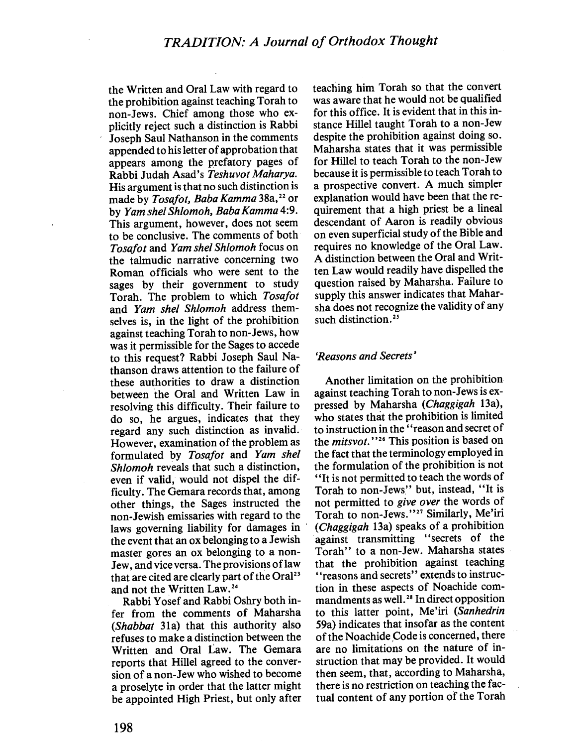the Written and Oral Law with regard to the prohibition against teaching Torah to non-Jews. Chief among those who explicitly reject such a distinction is Rabbi Joseph Saul Nathanson in the comments appended to his letter of approbation that appears among the prefatory pages of Rabbi Judah Asad's *Teshuvot Maharya.* His argument is that no such distinction is made by *Tosafot, Baba Kamma* 38a,[22] or by *Yam shel Shlomoh, Baba Kamma* 4:9. This argument, however, does not seem to be conclusive. The comments of both *Tosafot* and *Yam shel Shlomoh* focus on the talmudic narrative concerning two Roman officials who were sent to the sages by their government to study Torah. The problem to which *Tosafot* and *Yam shel Shlomoh* address themselves is, in the light of the prohibition against teaching Torah to non-Jews, how was it permissible for the Sages to accede to this request? Rabbi Joseph Saul Nathanson draws attention to the failure of these authorities to draw a distinction between the Oral and Written Law in resolving this difficulty. Their failure to do so, he argues, indicates that they regard any such distinction as invalid. However, examination of the problem as formulated by *Tosafot* and *Yam shel Shlomoh* reveals that such a distinction, even if valid, would not dispel the difficulty. The Gemara records that, among other things, the Sages instructed the non-Jewish emissaries with regard to the laws governing liability for damages in the event that an ox belonging to a Jewish master gores an ox belonging to a non-Jew, and vice versa. The provisions of law that are cited are clearly part of the Oral[23] and not the Written Law.[24]

Rabbi Yosef and Rabbi Oshry both infer from the comments of Maharsha (*Shabbat* 31a) that this authority also refuses to make a distinction between the Written and Oral Law. The Gemara reports that Hillel agreed to the conversion of a non-Jew who wished to become a proselyte in order that the latter might be appointed High Priest, but only after teaching him Torah so that the convert was aware that he would not be qualified for this office. It is evident that in this instance Hillel taught Torah to a non-Jew despite the prohibition against doing so. Maharsha states that it was permissible for Hillel to teach Torah to the non-Jew because it is permissible to teach Torah to a prospective convert. A much simpler explanation would have been that the requirement that a high priest be a lineal descendant of Aaron is readily obvious on even superficial study of the Bible and requires no knowledge of the Oral Law. A distinction between the Oral and Written Law would readily have dispelled the question raised by Maharsha. Failure to supply this answer indicates that Maharsha does not recognize the validity of any such distinction.[25]

## 'Reasons and Secrets'

Another limitation on the prohibition against teaching Torah to non-Jews is expressed by Maharsha (*Chaggigah* 13a), who states that the prohibition is limited to instruction in the "reason and secret of the *mitsvot.*"[26] This position is based on the fact that the terminology employed in the formulation of the prohibition is not "It is not permitted to teach the words of Torah to non-Jews" but, instead, "It is not permitted to *give over* the words of Torah to non-Jews."[27] Similarly, Me'iri (*Chaggigah* 13a) speaks of a prohibition against transmitting "secrets of the Torah" to a non-Jew. Maharsha states that the prohibition against teaching "reasons and secrets" extends to instruction in these aspects of Noachide commandments as well.[28] In direct opposition to this latter point, Me'iri (*Sanhedrin* 59a) indicates that insofar as the content of the Noachide Code is concerned, there are no limitations on the nature of instruction that may be provided. It would then seem, that, according to Maharsha, there is no restriction on teaching the factual content of any portion of the Torah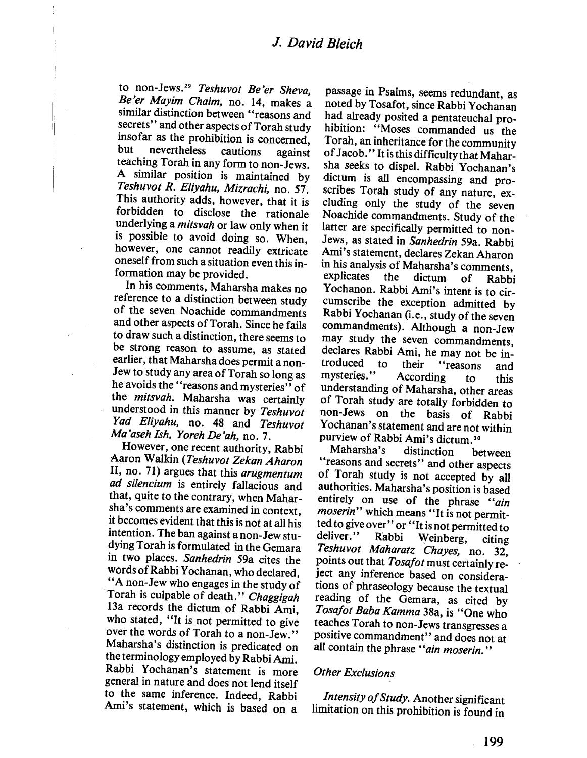to non-Jews.[29] *Teshuvot Be'er Sheva, Be'er Mayim Chaim,* no. 14, makes a similar distinction between "reasons and secrets" and other aspects of Torah study insofar as the prohibition is concerned, but nevertheless cautions against teaching Torah in any form to non-Jews. A similar position is maintained by *Teshuvot R. Eliyahu, Mizrachi,* no. 57. This authority adds, however, that it is forbidden to disclose the rationale underlying a *mitsvah* or law only when it is possible to avoid doing so. When, however, one cannot readily extricate oneself from such a situation even this information may be provided.

In his comments, Maharsha makes no reference to a distinction between study of the seven Noachide commandments and other aspects of Torah. Since he fails to draw such a distinction, there seems to be strong reason to assume, as stated earlier, that Maharsha does permit a non-Jew to study any area of Torah so long as he avoids the "reasons and mysteries" of the *mitsvah.* Maharsha was certainly understood in this manner by *Teshuvot Yad Eliyahu,* no. 48 and *Teshuvot Ma'aseh Ish, Yoreh De'ah,* no. 7.

However, one recent authority, Rabbi Aaron Walkin (*Teshuvot Zekan Aharon* II, no. 71) argues that this *arugmentum ad silencium* is entirely fallacious and that, quite to the contrary, when Maharsha's comments are examined in context, it becomes evident that this is not at all his intention. The ban against a non-Jew studying Torah is formulated in the Gemara in two places. *Sanhedrin* 59a cites the words of Rabbi Yochanan, who declared, "A non-Jew who engages in the study of Torah is culpable of death." *Chaggigah* 13a records the dictum of Rabbi Ami, who stated, "It is not permitted to give over the words of Torah to a non-Jew." Maharsha's distinction is predicated on the terminology employed by Rabbi Ami. Rabbi Yochanan's statement is more general in nature and does not lend itself to the same inference. Indeed, Rabbi Ami's statement, which is based on a passage in Psalms, seems redundant, as noted by Tosafot, since Rabbi Yochanan had already posited a pentateuchal prohibition: "Moses commanded us the Torah, an inheritance for the community of Jacob." It is this difficulty that Maharsha seeks to dispel. Rabbi Yochanan's dictum is all encompassing and proscribes Torah study of any nature, excluding only the study of the seven Noachide commandments. Study of the latter are specifically permitted to non-Jews, as stated in *Sanhedrin* 59a. Rabbi Ami's statement, declares Zekan Aharon in his analysis of Maharsha's comments, explicates the dictum of Rabbi Yochanon. Rabbi Ami's intent is to circumscribe the exception admitted by Rabbi Yochanan (i.e., study of the seven commandments). Although a non-Jew may study the seven commandments, declares Rabbi Ami, he may not be introduced to their "reasons and mysteries." According to this understanding of Maharsha, other areas of Torah study are totally forbidden to non-Jews on the basis of Rabbi Yochanan's statement and are not within purview of Rabbi Ami's dictum.[30]

Maharsha's distinction between "reasons and secrets" and other aspects of Torah study is not accepted by all authorities. Maharsha's position is based entirely on use of the phrase "*ain moserin*" which means "It is not permitted to give over" or "It is not permitted to deliver." Rabbi Weinberg, citing *Teshuvot Maharatz Chayes,* no. 32, points out that *Tosafot* must certainly reject any inference based on considerations of phraseology because the textual reading of the Gemara, as cited by *Tosafot Baba Kamma* 38a, is "One who teaches Torah to non-Jews transgresses a positive commandment" and does not at all contain the phrase "*ain moserin.*"

### *Other Exclusions*

*Intensity of Study.* Another significant limitation on this prohibition is found in